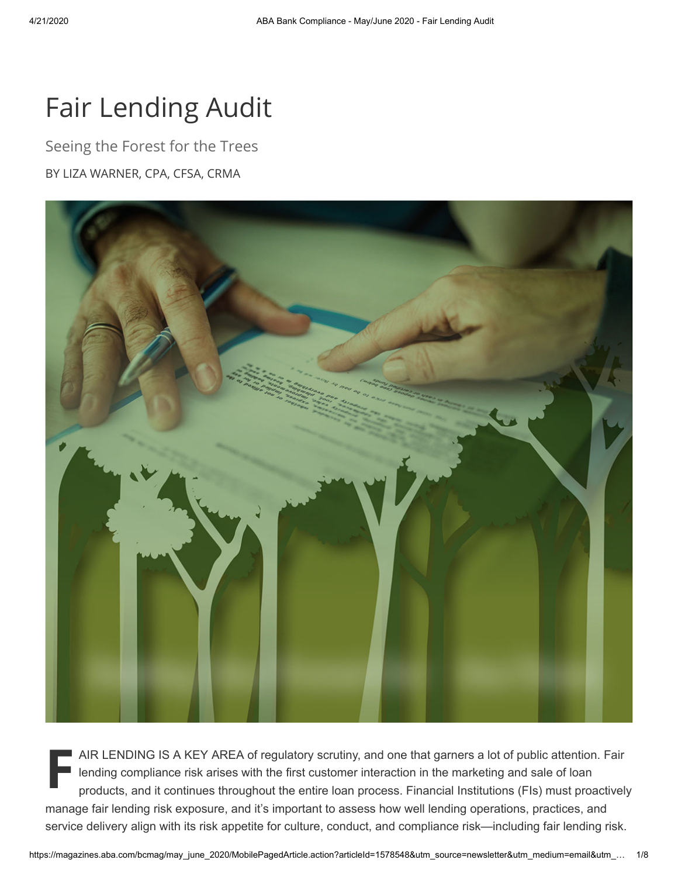# Fair Lending Audit

## Seeing the Forest for the Trees

BY LIZA WARNER, CPA, CFSA, CRMA

FAIR LENDING IS A KEY AREA of regulatory scrutiny, and one that garners a lot of public attention. Fair lending compliance risk arises with the first customer interaction in the marketing and sale of loan products, and it continues throughout the entire loan process. Financial Institutions (FIs) must proactively manage fair lending risk exposure, and it's important to assess how well lending operations, practices, and service delivery align with its risk appetite for culture, conduct, and compliance risk—including fair lending risk.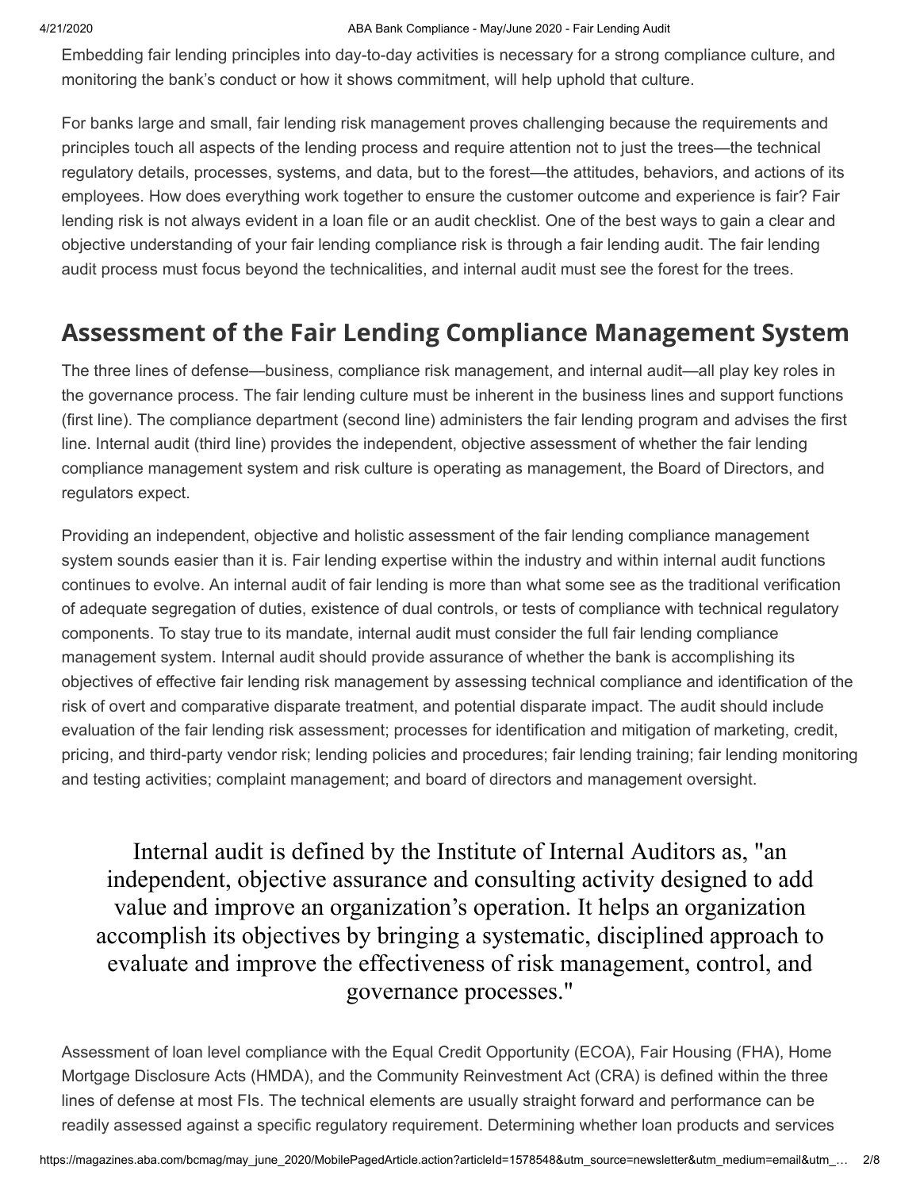Embedding fair lending principles into day-to-day activities is necessary for a strong compliance culture, and monitoring the bank's conduct or how it shows commitment, will help uphold that culture.

For banks large and small, fair lending risk management proves challenging because the requirements and principles touch all aspects of the lending process and require attention not to just the trees—the technical regulatory details, processes, systems, and data, but to the forest—the attitudes, behaviors, and actions of its employees. How does everything work together to ensure the customer outcome and experience is fair? Fair lending risk is not always evident in a loan file or an audit checklist. One of the best ways to gain a clear and objective understanding of your fair lending compliance risk is through a fair lending audit. The fair lending audit process must focus beyond the technicalities, and internal audit must see the forest for the trees.

## Assessment of the Fair Lending Compliance Management System

The three lines of defense—business, compliance risk management, and internal audit—all play key roles in the governance process. The fair lending culture must be inherent in the business lines and support functions (first line). The compliance department (second line) administers the fair lending program and advises the first line. Internal audit (third line) provides the independent, objective assessment of whether the fair lending compliance management system and risk culture is operating as management, the Board of Directors, and regulators expect.

Providing an independent, objective and holistic assessment of the fair lending compliance management system sounds easier than it is. Fair lending expertise within the industry and within internal audit functions continues to evolve. An internal audit of fair lending is more than what some see as the traditional verification of adequate segregation of duties, existence of dual controls, or tests of compliance with technical regulatory components. To stay true to its mandate, internal audit must consider the full fair lending compliance management system. Internal audit should provide assurance of whether the bank is accomplishing its objectives of effective fair lending risk management by assessing technical compliance and identification of the risk of overt and comparative disparate treatment, and potential disparate impact. The audit should include evaluation of the fair lending risk assessment; processes for identification and mitigation of marketing, credit, pricing, and third-party vendor risk; lending policies and procedures; fair lending training; fair lending monitoring and testing activities; complaint management; and board of directors and management oversight.

> Internal audit is defined by the Institute of Internal Auditors as, "an independent, objective assurance and consulting activity designed to add value and improve an organization's operation. It helps an organization accomplish its objectives by bringing a systematic, disciplined approach to evaluate and improve the effectiveness of risk management, control, and governance processes."

Assessment of loan level compliance with the Equal Credit Opportunity (ECOA), Fair Housing (FHA), Home Mortgage Disclosure Acts (HMDA), and the Community Reinvestment Act (CRA) is defined within the three lines of defense at most FIs. The technical elements are usually straight forward and performance can be readily assessed against a specific regulatory requirement. Determining whether loan products and services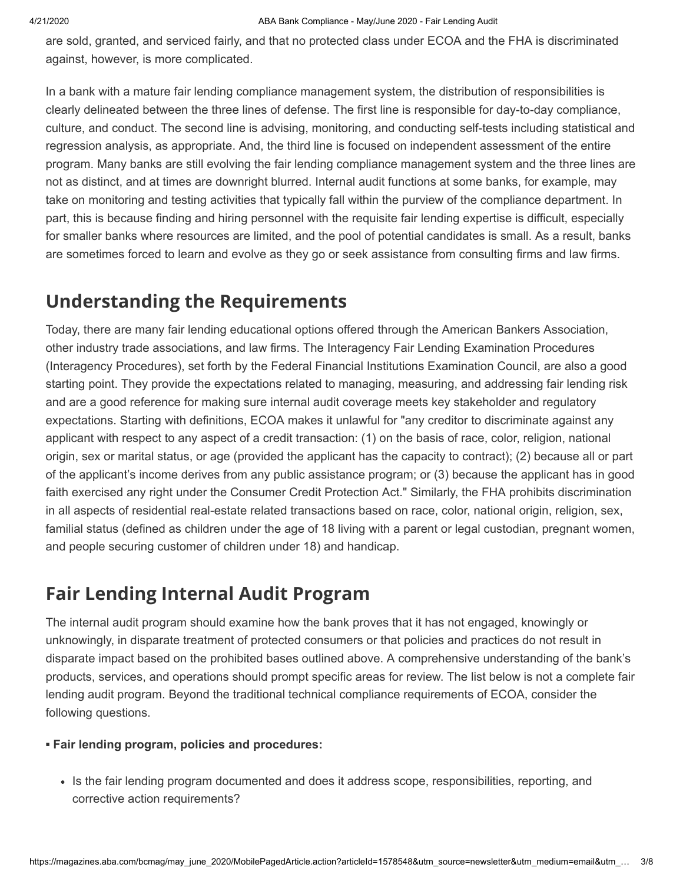are sold, granted, and serviced fairly, and that no protected class under ECOA and the FHA is discriminated against, however, is more complicated.

In a bank with a mature fair lending compliance management system, the distribution of responsibilities is clearly delineated between the three lines of defense. The first line is responsible for day-to-day compliance, culture, and conduct. The second line is advising, monitoring, and conducting self-tests including statistical and regression analysis, as appropriate. And, the third line is focused on independent assessment of the entire program. Many banks are still evolving the fair lending compliance management system and the three lines are not as distinct, and at times are downright blurred. Internal audit functions at some banks, for example, may take on monitoring and testing activities that typically fall within the purview of the compliance department. In part, this is because finding and hiring personnel with the requisite fair lending expertise is difficult, especially for smaller banks where resources are limited, and the pool of potential candidates is small. As a result, banks are sometimes forced to learn and evolve as they go or seek assistance from consulting firms and law firms.

## Understanding the Requirements

Today, there are many fair lending educational options offered through the American Bankers Association, other industry trade associations, and law firms. The Interagency Fair Lending Examination Procedures (Interagency Procedures), set forth by the Federal Financial Institutions Examination Council, are also a good starting point. They provide the expectations related to managing, measuring, and addressing fair lending risk and are a good reference for making sure internal audit coverage meets key stakeholder and regulatory expectations. Starting with definitions, ECOA makes it unlawful for "any creditor to discriminate against any applicant with respect to any aspect of a credit transaction: (1) on the basis of race, color, religion, national origin, sex or marital status, or age (provided the applicant has the capacity to contract); (2) because all or part of the applicant's income derives from any public assistance program; or (3) because the applicant has in good faith exercised any right under the Consumer Credit Protection Act." Similarly, the FHA prohibits discrimination in all aspects of residential real-estate related transactions based on race, color, national origin, religion, sex, familial status (defined as children under the age of 18 living with a parent or legal custodian, pregnant women, and people securing customer of children under 18) and handicap.

## Fair Lending Internal Audit Program

The internal audit program should examine how the bank proves that it has not engaged, knowingly or unknowingly, in disparate treatment of protected consumers or that policies and practices do not result in disparate impact based on the prohibited bases outlined above. A comprehensive understanding of the bank's products, services, and operations should prompt specific areas for review. The list below is not a complete fair lending audit program. Beyond the traditional technical compliance requirements of ECOA, consider the following questions.

- **Fair lending program, policies and procedures:**
  - Is the fair lending program documented and does it address scope, responsibilities, reporting, and corrective action requirements?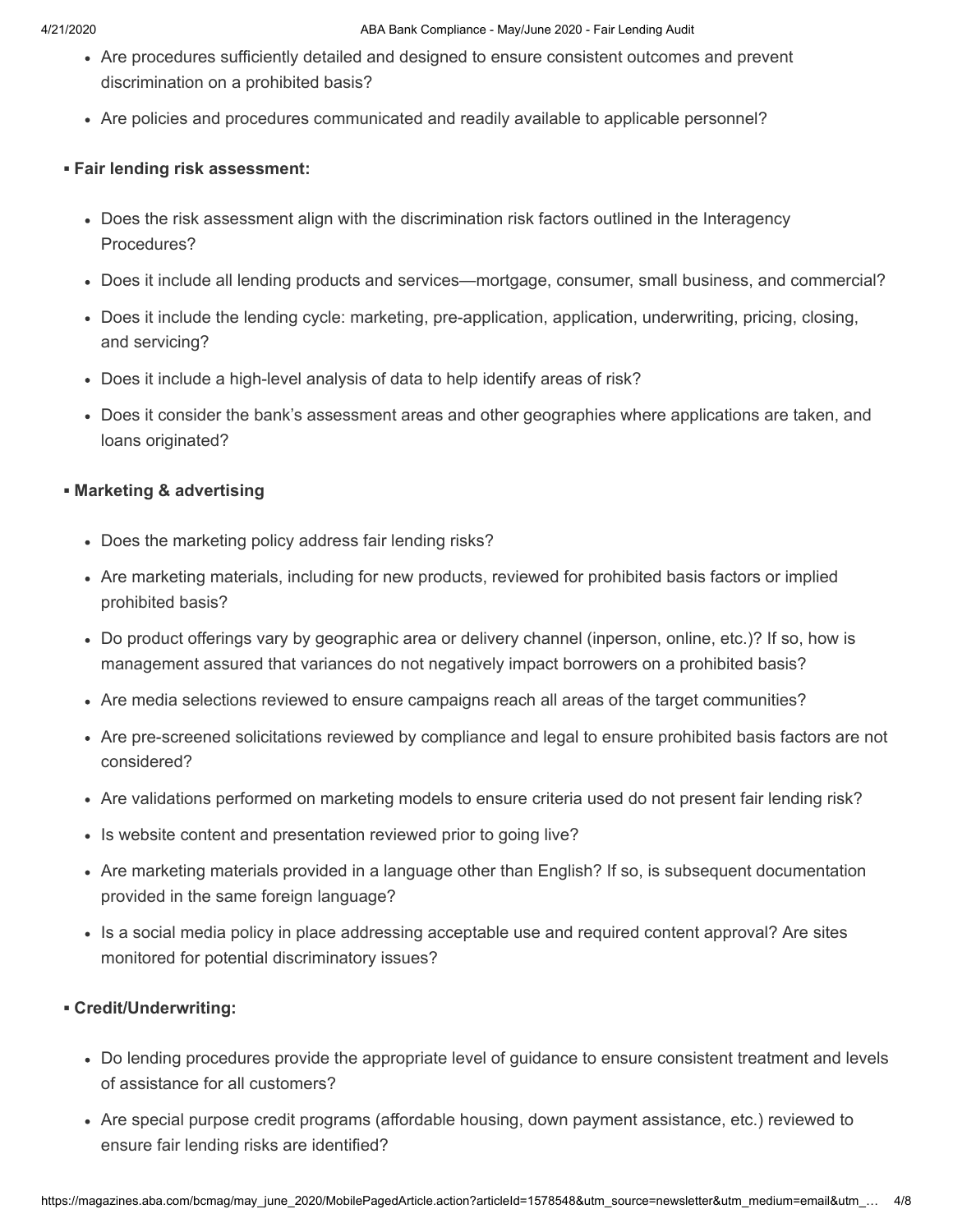- Are procedures sufficiently detailed and designed to ensure consistent outcomes and prevent discrimination on a prohibited basis?
- Are policies and procedures communicated and readily available to applicable personnel?

▪ **Fair lending risk assessment:**

- Does the risk assessment align with the discrimination risk factors outlined in the Interagency Procedures?
- Does it include all lending products and services—mortgage, consumer, small business, and commercial?
- Does it include the lending cycle: marketing, pre-application, application, underwriting, pricing, closing, and servicing?
- Does it include a high-level analysis of data to help identify areas of risk?
- Does it consider the bank's assessment areas and other geographies where applications are taken, and loans originated?

▪ **Marketing & advertising**

- Does the marketing policy address fair lending risks?
- Are marketing materials, including for new products, reviewed for prohibited basis factors or implied prohibited basis?
- Do product offerings vary by geographic area or delivery channel (inperson, online, etc.)? If so, how is management assured that variances do not negatively impact borrowers on a prohibited basis?
- Are media selections reviewed to ensure campaigns reach all areas of the target communities?
- Are pre-screened solicitations reviewed by compliance and legal to ensure prohibited basis factors are not considered?
- Are validations performed on marketing models to ensure criteria used do not present fair lending risk?
- Is website content and presentation reviewed prior to going live?
- Are marketing materials provided in a language other than English? If so, is subsequent documentation provided in the same foreign language?
- Is a social media policy in place addressing acceptable use and required content approval? Are sites monitored for potential discriminatory issues?

▪ **Credit/Underwriting:**

- Do lending procedures provide the appropriate level of guidance to ensure consistent treatment and levels of assistance for all customers?
- Are special purpose credit programs (affordable housing, down payment assistance, etc.) reviewed to ensure fair lending risks are identified?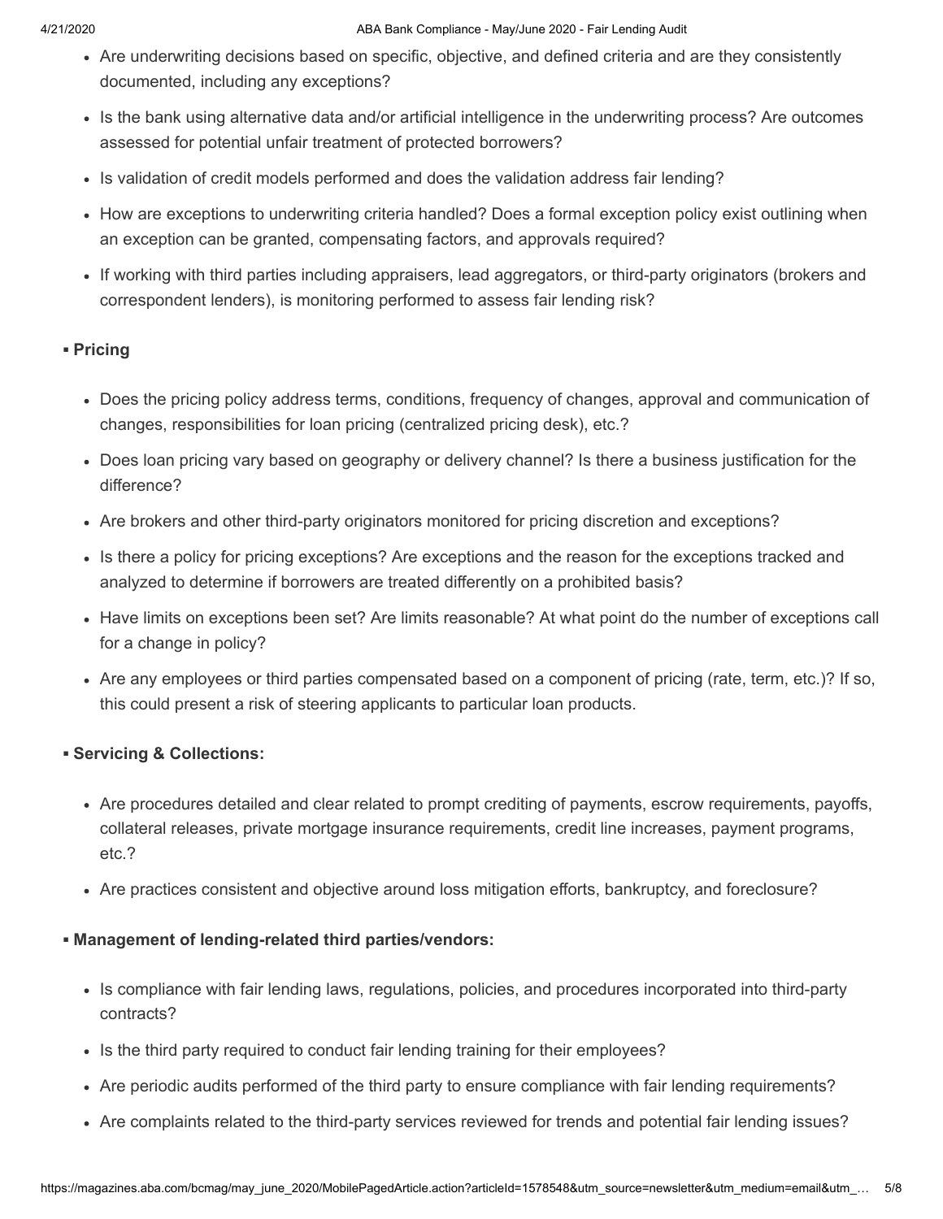- Are underwriting decisions based on specific, objective, and defined criteria and are they consistently documented, including any exceptions?
- Is the bank using alternative data and/or artificial intelligence in the underwriting process? Are outcomes assessed for potential unfair treatment of protected borrowers?
- Is validation of credit models performed and does the validation address fair lending?
- How are exceptions to underwriting criteria handled? Does a formal exception policy exist outlining when an exception can be granted, compensating factors, and approvals required?
- If working with third parties including appraisers, lead aggregators, or third-party originators (brokers and correspondent lenders), is monitoring performed to assess fair lending risk?

▪ **Pricing**

- Does the pricing policy address terms, conditions, frequency of changes, approval and communication of changes, responsibilities for loan pricing (centralized pricing desk), etc.?
- Does loan pricing vary based on geography or delivery channel? Is there a business justification for the difference?
- Are brokers and other third-party originators monitored for pricing discretion and exceptions?
- Is there a policy for pricing exceptions? Are exceptions and the reason for the exceptions tracked and analyzed to determine if borrowers are treated differently on a prohibited basis?
- Have limits on exceptions been set? Are limits reasonable? At what point do the number of exceptions call for a change in policy?
- Are any employees or third parties compensated based on a component of pricing (rate, term, etc.)? If so, this could present a risk of steering applicants to particular loan products.

▪ **Servicing & Collections:**

- Are procedures detailed and clear related to prompt crediting of payments, escrow requirements, payoffs, collateral releases, private mortgage insurance requirements, credit line increases, payment programs, etc.?
- Are practices consistent and objective around loss mitigation efforts, bankruptcy, and foreclosure?

▪ **Management of lending-related third parties/vendors:**

- Is compliance with fair lending laws, regulations, policies, and procedures incorporated into third-party contracts?
- Is the third party required to conduct fair lending training for their employees?
- Are periodic audits performed of the third party to ensure compliance with fair lending requirements?
- Are complaints related to the third-party services reviewed for trends and potential fair lending issues?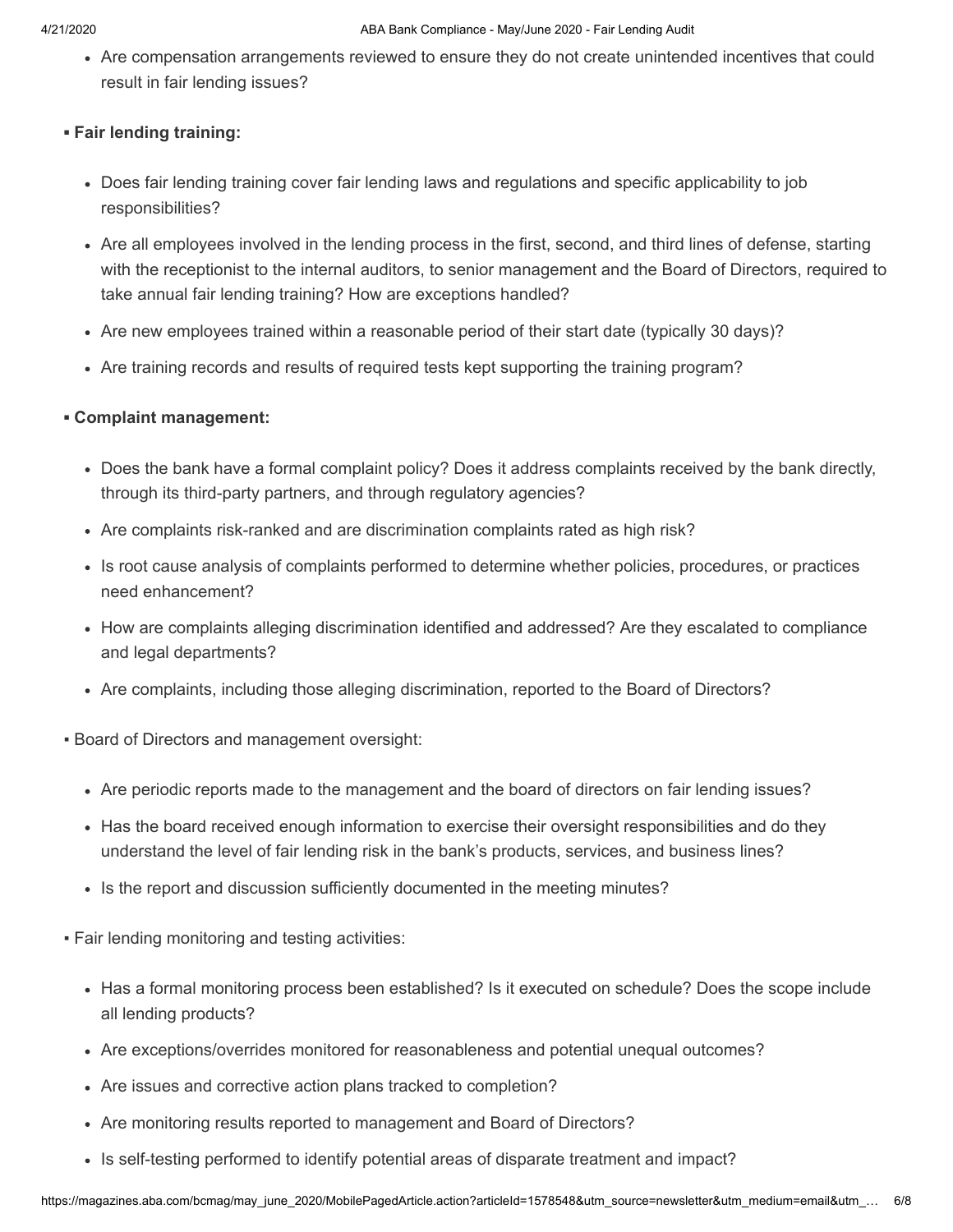- Are compensation arrangements reviewed to ensure they do not create unintended incentives that could result in fair lending issues?

- **Fair lending training:**
  - Does fair lending training cover fair lending laws and regulations and specific applicability to job responsibilities?
  - Are all employees involved in the lending process in the first, second, and third lines of defense, starting with the receptionist to the internal auditors, to senior management and the Board of Directors, required to take annual fair lending training? How are exceptions handled?
  - Are new employees trained within a reasonable period of their start date (typically 30 days)?
  - Are training records and results of required tests kept supporting the training program?

- **Complaint management:**
  - Does the bank have a formal complaint policy? Does it address complaints received by the bank directly, through its third-party partners, and through regulatory agencies?
  - Are complaints risk-ranked and are discrimination complaints rated as high risk?
  - Is root cause analysis of complaints performed to determine whether policies, procedures, or practices need enhancement?
  - How are complaints alleging discrimination identified and addressed? Are they escalated to compliance and legal departments?
  - Are complaints, including those alleging discrimination, reported to the Board of Directors?

- Board of Directors and management oversight:
  - Are periodic reports made to the management and the board of directors on fair lending issues?
  - Has the board received enough information to exercise their oversight responsibilities and do they understand the level of fair lending risk in the bank's products, services, and business lines?
  - Is the report and discussion sufficiently documented in the meeting minutes?

- Fair lending monitoring and testing activities:
  - Has a formal monitoring process been established? Is it executed on schedule? Does the scope include all lending products?
  - Are exceptions/overrides monitored for reasonableness and potential unequal outcomes?
  - Are issues and corrective action plans tracked to completion?
  - Are monitoring results reported to management and Board of Directors?
  - Is self-testing performed to identify potential areas of disparate treatment and impact?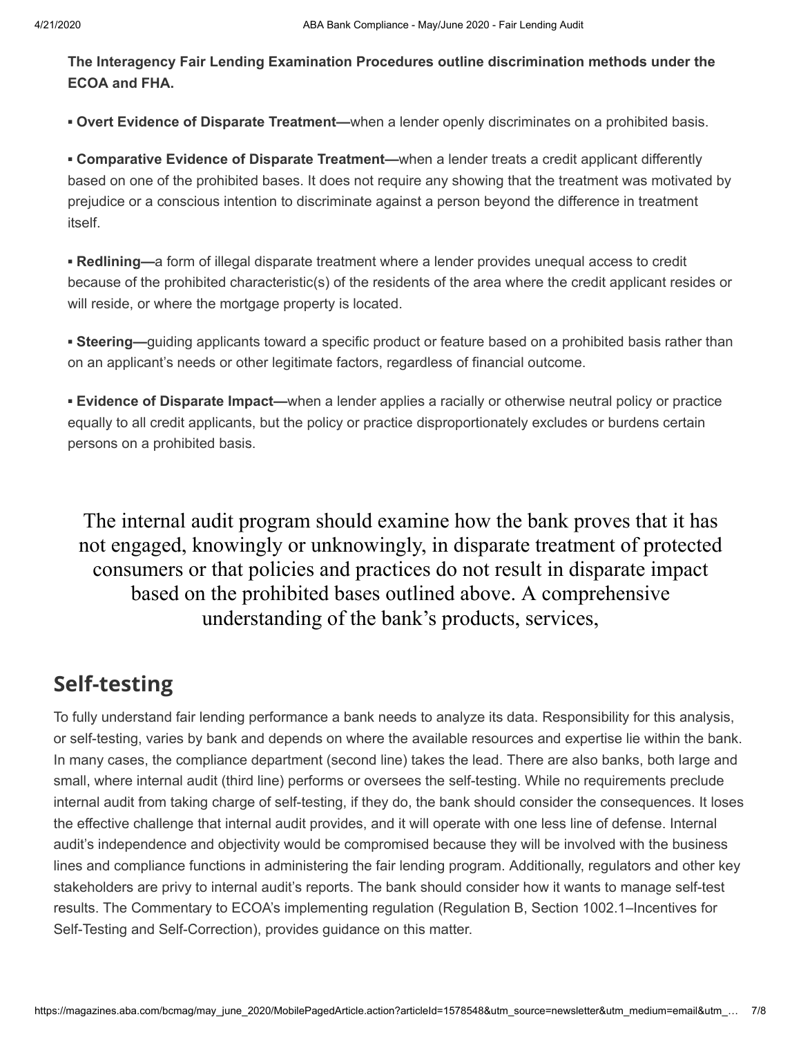**The Interagency Fair Lending Examination Procedures outline discrimination methods under the ECOA and FHA.**

- **Overt Evidence of Disparate Treatment—**when a lender openly discriminates on a prohibited basis.
- **Comparative Evidence of Disparate Treatment—**when a lender treats a credit applicant differently based on one of the prohibited bases. It does not require any showing that the treatment was motivated by prejudice or a conscious intention to discriminate against a person beyond the difference in treatment itself.
- **Redlining—**a form of illegal disparate treatment where a lender provides unequal access to credit because of the prohibited characteristic(s) of the residents of the area where the credit applicant resides or will reside, or where the mortgage property is located.
- **Steering—**guiding applicants toward a specific product or feature based on a prohibited basis rather than on an applicant's needs or other legitimate factors, regardless of financial outcome.
- **Evidence of Disparate Impact—**when a lender applies a racially or otherwise neutral policy or practice equally to all credit applicants, but the policy or practice disproportionately excludes or burdens certain persons on a prohibited basis.

The internal audit program should examine how the bank proves that it has not engaged, knowingly or unknowingly, in disparate treatment of protected consumers or that policies and practices do not result in disparate impact based on the prohibited bases outlined above. A comprehensive understanding of the bank's products, services,

## Self-testing

To fully understand fair lending performance a bank needs to analyze its data. Responsibility for this analysis, or self-testing, varies by bank and depends on where the available resources and expertise lie within the bank. In many cases, the compliance department (second line) takes the lead. There are also banks, both large and small, where internal audit (third line) performs or oversees the self-testing. While no requirements preclude internal audit from taking charge of self-testing, if they do, the bank should consider the consequences. It loses the effective challenge that internal audit provides, and it will operate with one less line of defense. Internal audit's independence and objectivity would be compromised because they will be involved with the business lines and compliance functions in administering the fair lending program. Additionally, regulators and other key stakeholders are privy to internal audit's reports. The bank should consider how it wants to manage self-test results. The Commentary to ECOA's implementing regulation (Regulation B, Section 1002.1–Incentives for Self-Testing and Self-Correction), provides guidance on this matter.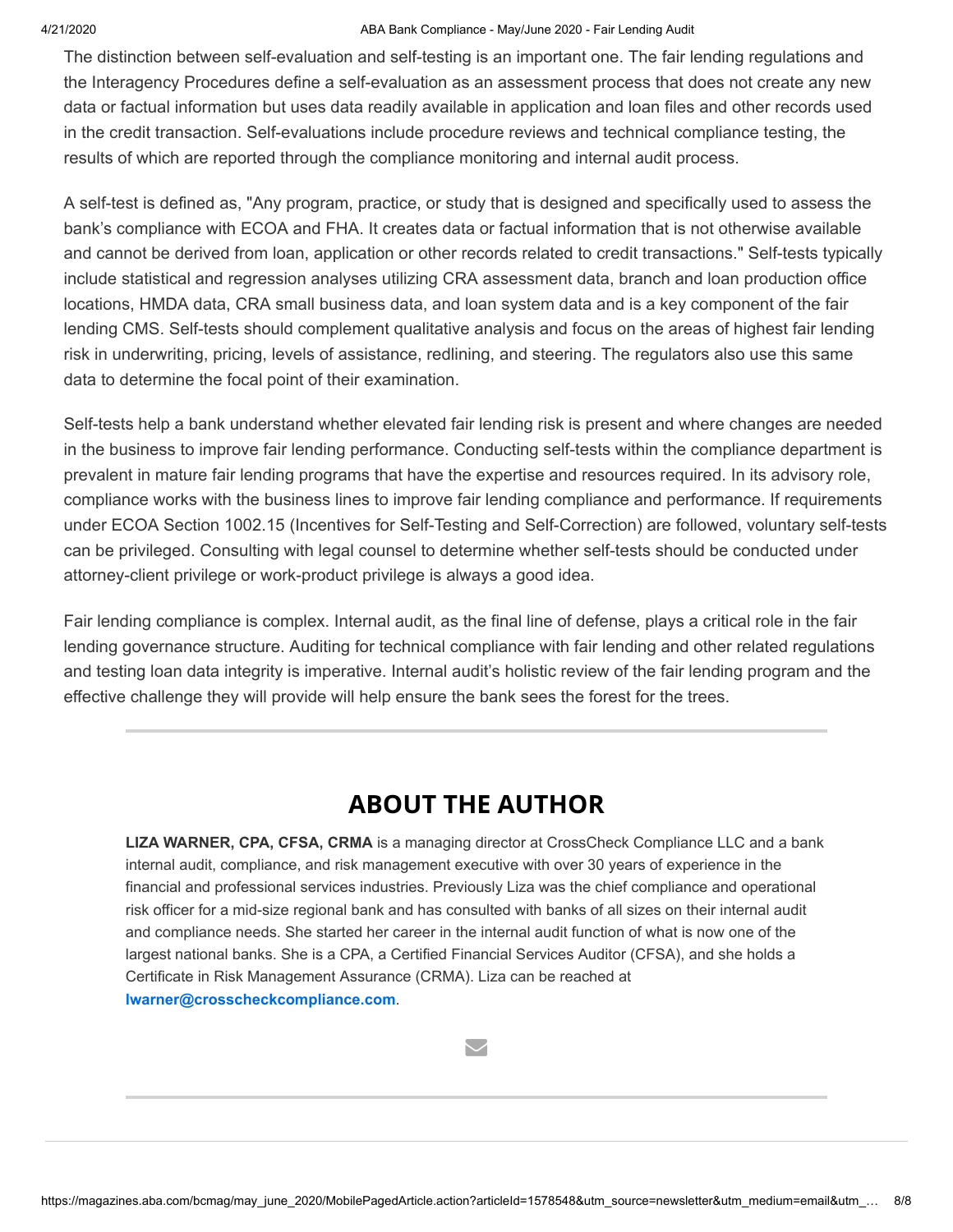The distinction between self-evaluation and self-testing is an important one. The fair lending regulations and the Interagency Procedures define a self-evaluation as an assessment process that does not create any new data or factual information but uses data readily available in application and loan files and other records used in the credit transaction. Self-evaluations include procedure reviews and technical compliance testing, the results of which are reported through the compliance monitoring and internal audit process.

A self-test is defined as, "Any program, practice, or study that is designed and specifically used to assess the bank's compliance with ECOA and FHA. It creates data or factual information that is not otherwise available and cannot be derived from loan, application or other records related to credit transactions." Self-tests typically include statistical and regression analyses utilizing CRA assessment data, branch and loan production office locations, HMDA data, CRA small business data, and loan system data and is a key component of the fair lending CMS. Self-tests should complement qualitative analysis and focus on the areas of highest fair lending risk in underwriting, pricing, levels of assistance, redlining, and steering. The regulators also use this same data to determine the focal point of their examination.

Self-tests help a bank understand whether elevated fair lending risk is present and where changes are needed in the business to improve fair lending performance. Conducting self-tests within the compliance department is prevalent in mature fair lending programs that have the expertise and resources required. In its advisory role, compliance works with the business lines to improve fair lending compliance and performance. If requirements under ECOA Section 1002.15 (Incentives for Self-Testing and Self-Correction) are followed, voluntary self-tests can be privileged. Consulting with legal counsel to determine whether self-tests should be conducted under attorney-client privilege or work-product privilege is always a good idea.

Fair lending compliance is complex. Internal audit, as the final line of defense, plays a critical role in the fair lending governance structure. Auditing for technical compliance with fair lending and other related regulations and testing loan data integrity is imperative. Internal audit's holistic review of the fair lending program and the effective challenge they will provide will help ensure the bank sees the forest for the trees.

## ABOUT THE AUTHOR

**LIZA WARNER, CPA, CFSA, CRMA** is a managing director at CrossCheck Compliance LLC and a bank internal audit, compliance, and risk management executive with over 30 years of experience in the financial and professional services industries. Previously Liza was the chief compliance and operational risk officer for a mid-size regional bank and has consulted with banks of all sizes on their internal audit and compliance needs. She started her career in the internal audit function of what is now one of the largest national banks. She is a CPA, a Certified Financial Services Auditor (CFSA), and she holds a Certificate in Risk Management Assurance (CRMA). Liza can be reached at **lwarner@crosscheckcompliance.com**.